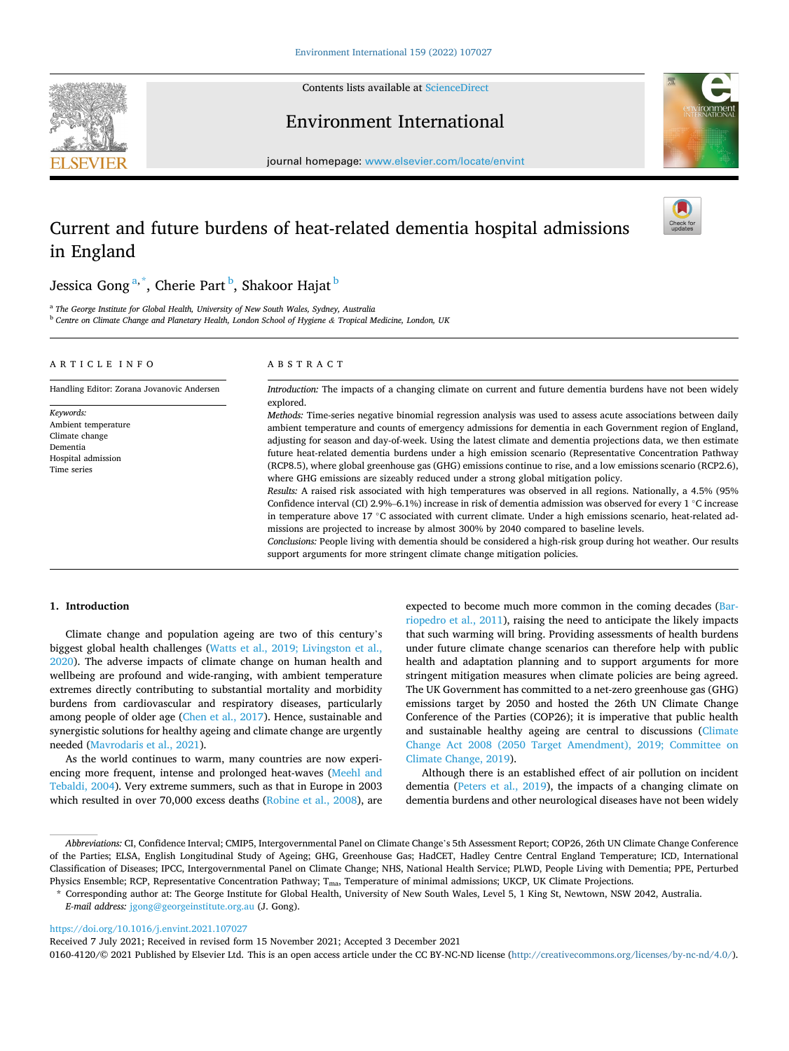# Current and future burdens of heat-related dementia hospital admissions in England

Jessica Gong[a,*], Cherie Part[b], Shakoor Hajat[b]

[a] The George Institute for Global Health, University of New South Wales, Sydney, Australia
[b] Centre on Climate Change and Planetary Health, London School of Hygiene & Tropical Medicine, London, UK

**ARTICLE INFO**

Handling Editor: Zorana Jovanovic Andersen

*Keywords:*
Ambient temperature
Climate change
Dementia
Hospital admission
Time series

**ABSTRACT**

*Introduction:* The impacts of a changing climate on current and future dementia burdens have not been widely explored.

*Methods:* Time-series negative binomial regression analysis was used to assess acute associations between daily ambient temperature and counts of emergency admissions for dementia in each Government region of England, adjusting for season and day-of-week. Using the latest climate and dementia projections data, we then estimate future heat-related dementia burdens under a high emission scenario (Representative Concentration Pathway (RCP8.5), where global greenhouse gas (GHG) emissions continue to rise, and a low emissions scenario (RCP2.6), where GHG emissions are sizeably reduced under a strong global mitigation policy.

*Results:* A raised risk associated with high temperatures was observed in all regions. Nationally, a 4.5% (95% Confidence interval (CI) 2.9%–6.1%) increase in risk of dementia admission was observed for every 1 °C increase in temperature above 17 °C associated with current climate. Under a high emissions scenario, heat-related admissions are projected to increase by almost 300% by 2040 compared to baseline levels.

*Conclusions:* People living with dementia should be considered a high-risk group during hot weather. Our results support arguments for more stringent climate change mitigation policies.

## 1. Introduction

Climate change and population ageing are two of this century's biggest global health challenges (Watts et al., 2019; Livingston et al., 2020). The adverse impacts of climate change on human health and wellbeing are profound and wide-ranging, with ambient temperature extremes directly contributing to substantial mortality and morbidity burdens from cardiovascular and respiratory diseases, particularly among people of older age (Chen et al., 2017). Hence, sustainable and synergistic solutions for healthy ageing and climate change are urgently needed (Mavrodaris et al., 2021).

As the world continues to warm, many countries are now experiencing more frequent, intense and prolonged heat-waves (Meehl and Tebaldi, 2004). Very extreme summers, such as that in Europe in 2003 which resulted in over 70,000 excess deaths (Robine et al., 2008), are expected to become much more common in the coming decades (Barriopedro et al., 2011), raising the need to anticipate the likely impacts that such warming will bring. Providing assessments of health burdens under future climate change scenarios can therefore help with public health and adaptation planning and to support arguments for more stringent mitigation measures when climate policies are being agreed. The UK Government has committed to a net-zero greenhouse gas (GHG) emissions target by 2050 and hosted the 26th UN Climate Change Conference of the Parties (COP26); it is imperative that public health and sustainable healthy ageing are central to discussions (Climate Change Act 2008 (2050 Target Amendment), 2019; Committee on Climate Change, 2019).

Although there is an established effect of air pollution on incident dementia (Peters et al., 2019), the impacts of a changing climate on dementia burdens and other neurological diseases have not been widely

*Abbreviations:* CI, Confidence Interval; CMIP5, Intergovernmental Panel on Climate Change's 5th Assessment Report; COP26, 26th UN Climate Change Conference of the Parties; ELSA, English Longitudinal Study of Ageing; GHG, Greenhouse Gas; HadCET, Hadley Centre Central England Temperature; ICD, International Classification of Diseases; IPCC, Intergovernmental Panel on Climate Change; NHS, National Health Service; PLWD, People Living with Dementia; PPE, Perturbed Physics Ensemble; RCP, Representative Concentration Pathway; $T_{ma}$, Temperature of minimal admissions; UKCP, UK Climate Projections.

\* Corresponding author at: The George Institute for Global Health, University of New South Wales, Level 5, 1 King St, Newtown, NSW 2042, Australia.
*E-mail address:* jgong@georgeinstitute.org.au (J. Gong).

https://doi.org/10.1016/j.envint.2021.107027
Received 7 July 2021; Received in revised form 15 November 2021; Accepted 3 December 2021
0160-4120/© 2021 Published by Elsevier Ltd. This is an open access article under the CC BY-NC-ND license (http://creativecommons.org/licenses/by-nc-nd/4.0/).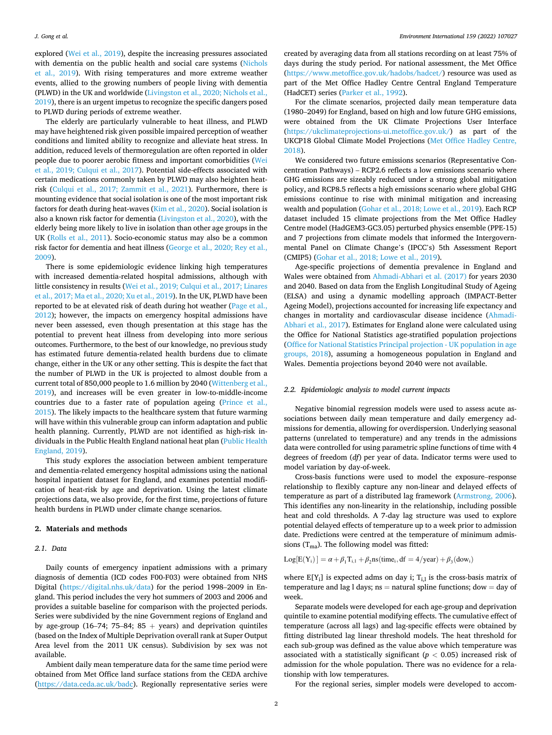explored (Wei et al., 2019), despite the increasing pressures associated with dementia on the public health and social care systems (Nichols et al., 2019). With rising temperatures and more extreme weather events, allied to the growing numbers of people living with dementia (PLWD) in the UK and worldwide (Livingston et al., 2020; Nichols et al., 2019), there is an urgent impetus to recognize the specific dangers posed to PLWD during periods of extreme weather.

The elderly are particularly vulnerable to heat illness, and PLWD may have heightened risk given possible impaired perception of weather conditions and limited ability to recognize and alleviate heat stress. In addition, reduced levels of thermoregulation are often reported in older people due to poorer aerobic fitness and important comorbidities (Wei et al., 2019; Culqui et al., 2017). Potential side-effects associated with certain medications commonly taken by PLWD may also heighten heat-risk (Culqui et al., 2017; Zammit et al., 2021). Furthermore, there is mounting evidence that social isolation is one of the most important risk factors for death during heat-waves (Kim et al., 2020). Social isolation is also a known risk factor for dementia (Livingston et al., 2020), with the elderly being more likely to live in isolation than other age groups in the UK (Rolls et al., 2011). Socio-economic status may also be a common risk factor for dementia and heat illness (George et al., 2020; Rey et al., 2009).

There is some epidemiologic evidence linking high temperatures with increased dementia-related hospital admissions, although with little consistency in results (Wei et al., 2019; Culqui et al., 2017; Linares et al., 2017; Ma et al., 2020; Xu et al., 2019). In the UK, PLWD have been reported to be at elevated risk of death during hot weather (Page et al., 2012); however, the impacts on emergency hospital admissions have never been assessed, even though presentation at this stage has the potential to prevent heat illness from developing into more serious outcomes. Furthermore, to the best of our knowledge, no previous study has estimated future dementia-related health burdens due to climate change, either in the UK or any other setting. This is despite the fact that the number of PLWD in the UK is projected to almost double from a current total of 850,000 people to 1.6 million by 2040 (Wittenberg et al., 2019), and increases will be even greater in low-to-middle-income countries due to a faster rate of population ageing (Prince et al., 2015). The likely impacts to the healthcare system that future warming will have within this vulnerable group can inform adaptation and public health planning. Currently, PLWD are not identified as high-risk individuals in the Public Health England national heat plan (Public Health England, 2019).

This study explores the association between ambient temperature and dementia-related emergency hospital admissions using the national hospital inpatient dataset for England, and examines potential modification of heat-risk by age and deprivation. Using the latest climate projections data, we also provide, for the first time, projections of future health burdens in PLWD under climate change scenarios.

## 2. Materials and methods

### 2.1. Data

Daily counts of emergency inpatient admissions with a primary diagnosis of dementia (ICD codes F00-F03) were obtained from NHS Digital (https://digital.nhs.uk/data) for the period 1998–2009 in England. This period includes the very hot summers of 2003 and 2006 and provides a suitable baseline for comparison with the projected periods. Series were subdivided by the nine Government regions of England and by age-group (16–74; 75–84; 85 + years) and deprivation quintiles (based on the Index of Multiple Deprivation overall rank at Super Output Area level from the 2011 UK census). Subdivision by sex was not available.

Ambient daily mean temperature data for the same time period were obtained from Met Office land surface stations from the CEDA archive (https://data.ceda.ac.uk/badc). Regionally representative series were created by averaging data from all stations recording on at least 75% of days during the study period. For national assessment, the Met Office (https://www.metoffice.gov.uk/hadobs/hadcet/) resource was used as part of the Met Office Hadley Centre Central England Temperature (HadCET) series (Parker et al., 1992).

For the climate scenarios, projected daily mean temperature data (1980–2049) for England, based on high and low future GHG emissions, were obtained from the UK Climate Projections User Interface (https://ukclimateprojections-ui.metoffice.gov.uk/) as part of the UKCP18 Global Climate Model Projections (Met Office Hadley Centre, 2018).

We considered two future emissions scenarios (Representative Concentration Pathways) – RCP2.6 reflects a low emissions scenario where GHG emissions are sizeably reduced under a strong global mitigation policy, and RCP8.5 reflects a high emissions scenario where global GHG emissions continue to rise with minimal mitigation and increasing wealth and population (Gohar et al., 2018; Lowe et al., 2019). Each RCP dataset included 15 climate projections from the Met Office Hadley Centre model (HadGEM3-GC3.05) perturbed physics ensemble (PPE-15) and 7 projections from climate models that informed the Intergovernmental Panel on Climate Change's (IPCC's) 5th Assessment Report (CMIP5) (Gohar et al., 2018; Lowe et al., 2019).

Age-specific projections of dementia prevalence in England and Wales were obtained from Ahmadi-Abhari et al. (2017) for years 2030 and 2040. Based on data from the English Longitudinal Study of Ageing (ELSA) and using a dynamic modelling approach (IMPACT-Better Ageing Model), projections accounted for increasing life expectancy and changes in mortality and cardiovascular disease incidence (Ahmadi-Abhari et al., 2017). Estimates for England alone were calculated using the Office for National Statistics age-stratified population projections (Office for National Statistics Principal projection - UK population in age groups, 2018), assuming a homogeneous population in England and Wales. Dementia projections beyond 2040 were not available.

### 2.2. Epidemiologic analysis to model current impacts

Negative binomial regression models were used to assess acute associations between daily mean temperature and daily emergency admissions for dementia, allowing for overdispersion. Underlying seasonal patterns (unrelated to temperature) and any trends in the admissions data were controlled for using parametric spline functions of time with 4 degrees of freedom (*df*) per year of data. Indicator terms were used to model variation by day-of-week.

Cross-basis functions were used to model the exposure–response relationship to flexibly capture any non-linear and delayed effects of temperature as part of a distributed lag framework (Armstrong, 2006). This identifies any non-linearity in the relationship, including possible heat and cold thresholds. A 7-day lag structure was used to explore potential delayed effects of temperature up to a week prior to admission date. Predictions were centred at the temperature of minimum admissions ($T_{ma}$). The following model was fitted:

$$\mathrm{Log}[\mathrm{E}(\mathrm{Y_i})] = \alpha + \beta_1 \mathrm{T_{i,l}} + \beta_2 \mathrm{ns}(\mathrm{time_i}, \mathrm{df} = 4/\mathrm{year}) + \beta_3(\mathrm{dow_i})$$

where $E[Y_i]$ is expected adms on day i; $T_{i,l}$ is the cross-basis matrix of temperature and lag l days; ns = natural spline functions; dow = day of week.

Separate models were developed for each age-group and deprivation quintile to examine potential modifying effects. The cumulative effect of temperature (across all lags) and lag-specific effects were obtained by fitting distributed lag linear threshold models. The heat threshold for each sub-group was defined as the value above which temperature was associated with a statistically significant ($p < 0.05$) increased risk of admission for the whole population. There was no evidence for a relationship with low temperatures.

For the regional series, simpler models were developed to accom-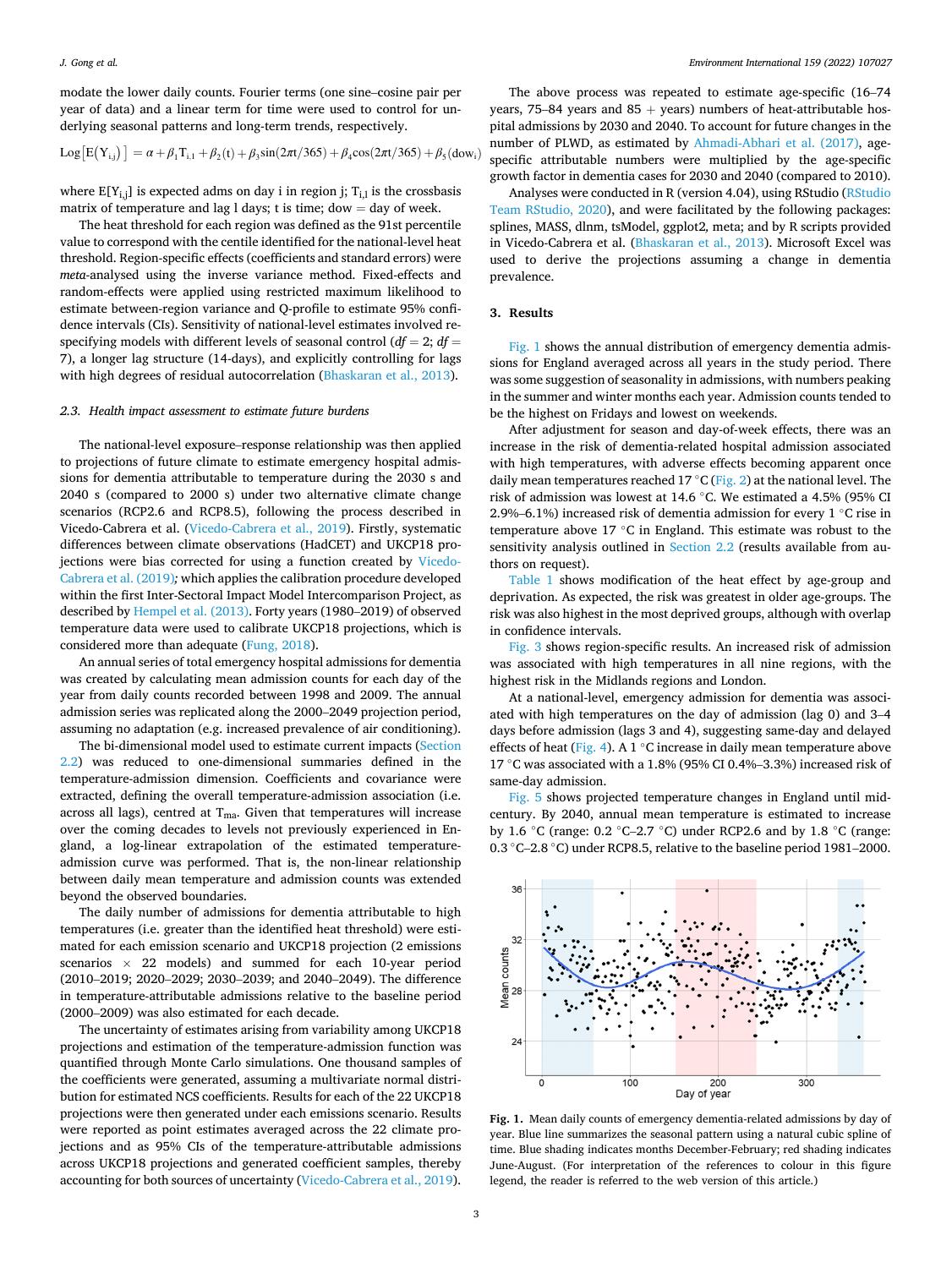modate the lower daily counts. Fourier terms (one sine–cosine pair per year of data) and a linear term for time were used to control for underlying seasonal patterns and long-term trends, respectively.

$$\text{Log}\left[\text{E}(\text{Y}_{i,j})\right] = \alpha + \beta_1 \text{T}_{i,l} + \beta_2(\text{t}) + \beta_3 \sin(2\pi t/365) + \beta_4 \cos(2\pi t/365) + \beta_5(\text{dow}_i)$$

where $E[Y_{i,j}]$ is expected adms on day i in region j; $T_{i,l}$ is the crossbasis matrix of temperature and lag l days; t is time; dow = day of week.

The heat threshold for each region was defined as the 91st percentile value to correspond with the centile identified for the national-level heat threshold. Region-specific effects (coefficients and standard errors) were *meta*-analysed using the inverse variance method. Fixed-effects and random-effects were applied using restricted maximum likelihood to estimate between-region variance and Q-profile to estimate 95% confidence intervals (CIs). Sensitivity of national-level estimates involved re-specifying models with different levels of seasonal control (*df* = 2; *df* = 7), a longer lag structure (14-days), and explicitly controlling for lags with high degrees of residual autocorrelation (Bhaskaran et al., 2013).

### 2.3. Health impact assessment to estimate future burdens

The national-level exposure–response relationship was then applied to projections of future climate to estimate emergency hospital admissions for dementia attributable to temperature during the 2030 s and 2040 s (compared to 2000 s) under two alternative climate change scenarios (RCP2.6 and RCP8.5), following the process described in Vicedo-Cabrera et al. (Vicedo-Cabrera et al., 2019). Firstly, systematic differences between climate observations (HadCET) and UKCP18 projections were bias corrected for using a function created by Vicedo-Cabrera et al. (2019)*;* which applies the calibration procedure developed within the first Inter-Sectoral Impact Model Intercomparison Project, as described by Hempel et al. (2013). Forty years (1980–2019) of observed temperature data were used to calibrate UKCP18 projections, which is considered more than adequate (Fung, 2018).

An annual series of total emergency hospital admissions for dementia was created by calculating mean admission counts for each day of the year from daily counts recorded between 1998 and 2009. The annual admission series was replicated along the 2000–2049 projection period, assuming no adaptation (e.g. increased prevalence of air conditioning).

The bi-dimensional model used to estimate current impacts (Section 2.2) was reduced to one-dimensional summaries defined in the temperature-admission dimension. Coefficients and covariance were extracted, defining the overall temperature-admission association (i.e. across all lags), centred at $T_{ma}$. Given that temperatures will increase over the coming decades to levels not previously experienced in England, a log-linear extrapolation of the estimated temperature-admission curve was performed. That is, the non-linear relationship between daily mean temperature and admission counts was extended beyond the observed boundaries.

The daily number of admissions for dementia attributable to high temperatures (i.e. greater than the identified heat threshold) were estimated for each emission scenario and UKCP18 projection (2 emissions scenarios × 22 models) and summed for each 10-year period (2010–2019; 2020–2029; 2030–2039; and 2040–2049). The difference in temperature-attributable admissions relative to the baseline period (2000–2009) was also estimated for each decade.

The uncertainty of estimates arising from variability among UKCP18 projections and estimation of the temperature-admission function was quantified through Monte Carlo simulations. One thousand samples of the coefficients were generated, assuming a multivariate normal distribution for estimated NCS coefficients. Results for each of the 22 UKCP18 projections were then generated under each emissions scenario. Results were reported as point estimates averaged across the 22 climate projections and as 95% CIs of the temperature-attributable admissions across UKCP18 projections and generated coefficient samples, thereby accounting for both sources of uncertainty (Vicedo-Cabrera et al., 2019).

The above process was repeated to estimate age-specific (16–74 years, 75–84 years and 85 + years) numbers of heat-attributable hospital admissions by 2030 and 2040. To account for future changes in the number of PLWD, as estimated by Ahmadi-Abhari et al. (2017), age-specific attributable numbers were multiplied by the age-specific growth factor in dementia cases for 2030 and 2040 (compared to 2010).

Analyses were conducted in R (version 4.04), using RStudio (RStudio Team RStudio, 2020), and were facilitated by the following packages: splines, MASS, dlnm, tsModel, ggplot2, meta; and by R scripts provided in Vicedo-Cabrera et al. (Bhaskaran et al., 2013). Microsoft Excel was used to derive the projections assuming a change in dementia prevalence.

## 3. Results

Fig. 1 shows the annual distribution of emergency dementia admissions for England averaged across all years in the study period. There was some suggestion of seasonality in admissions, with numbers peaking in the summer and winter months each year. Admission counts tended to be the highest on Fridays and lowest on weekends.

After adjustment for season and day-of-week effects, there was an increase in the risk of dementia-related hospital admission associated with high temperatures, with adverse effects becoming apparent once daily mean temperatures reached 17 °C (Fig. 2) at the national level. The risk of admission was lowest at 14.6 °C. We estimated a 4.5% (95% CI 2.9%–6.1%) increased risk of dementia admission for every 1 °C rise in temperature above 17 °C in England. This estimate was robust to the sensitivity analysis outlined in Section 2.2 (results available from authors on request).

Table 1 shows modification of the heat effect by age-group and deprivation. As expected, the risk was greatest in older age-groups. The risk was also highest in the most deprived groups, although with overlap in confidence intervals.

Fig. 3 shows region-specific results. An increased risk of admission was associated with high temperatures in all nine regions, with the highest risk in the Midlands regions and London.

At a national-level, emergency admission for dementia was associated with high temperatures on the day of admission (lag 0) and 3–4 days before admission (lags 3 and 4), suggesting same-day and delayed effects of heat (Fig. 4). A 1 °C increase in daily mean temperature above 17 °C was associated with a 1.8% (95% CI 0.4%–3.3%) increased risk of same-day admission.

Fig. 5 shows projected temperature changes in England until mid-century. By 2040, annual mean temperature is estimated to increase by 1.6 °C (range: 0.2 °C–2.7 °C) under RCP2.6 and by 1.8 °C (range: 0.3 °C–2.8 °C) under RCP8.5, relative to the baseline period 1981–2000.

**Fig. 1.** Mean daily counts of emergency dementia-related admissions by day of year. Blue line summarizes the seasonal pattern using a natural cubic spline of time. Blue shading indicates months December-February; red shading indicates June-August. (For interpretation of the references to colour in this figure legend, the reader is referred to the web version of this article.)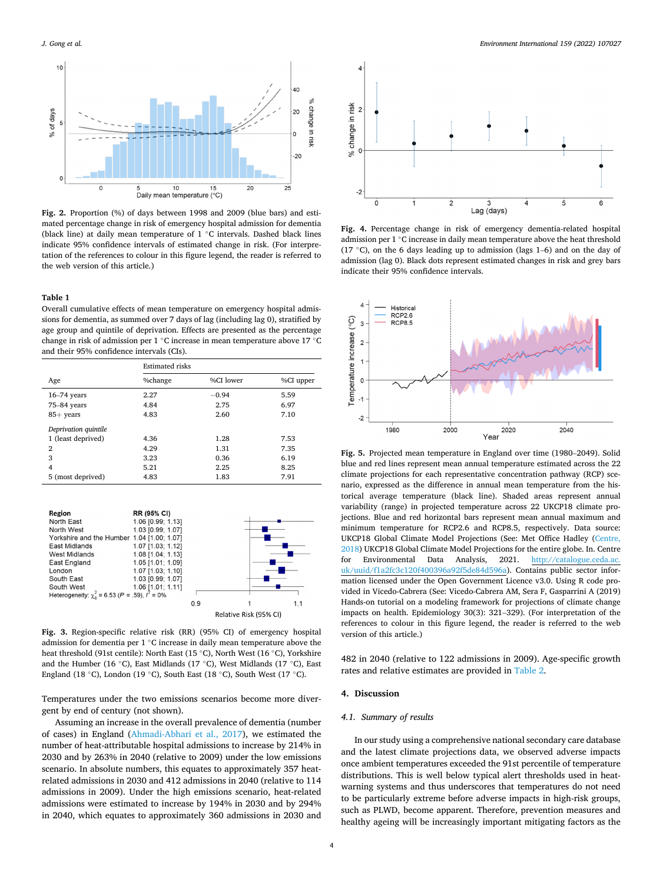Fig. 2. Proportion (%) of days between 1998 and 2009 (blue bars) and estimated percentage change in risk of emergency hospital admission for dementia (black line) at daily mean temperature of 1 °C intervals. Dashed black lines indicate 95% confidence intervals of estimated change in risk. (For interpretation of the references to colour in this figure legend, the reader is referred to the web version of this article.)

**Table 1**
Overall cumulative effects of mean temperature on emergency hospital admissions for dementia, as summed over 7 days of lag (including lag 0), stratified by age group and quintile of deprivation. Effects are presented as the percentage change in risk of admission per 1 °C increase in mean temperature above 17 °C and their 95% confidence intervals (CIs).

| | Estimated risks | | |
|---|---|---|---|
| Age | %change | %CI lower | %CI upper |
| 16–74 years | 2.27 | −0.94 | 5.59 |
| 75–84 years | 4.84 | 2.75 | 6.97 |
| 85+ years | 4.83 | 2.60 | 7.10 |
| *Deprivation quintile* | | | |
| 1 (least deprived) | 4.36 | 1.28 | 7.53 |
| 2 | 4.29 | 1.31 | 7.35 |
| 3 | 3.23 | 0.36 | 6.19 |
| 4 | 5.21 | 2.25 | 8.25 |
| 5 (most deprived) | 4.83 | 1.83 | 7.91 |

| Region | RR (95% CI) |
|---|---|
| North East | 1.06 [0.99; 1.13] |
| North West | 1.03 [0.99; 1.07] |
| Yorkshire and the Humber | 1.04 [1.00; 1.07] |
| East Midlands | 1.07 [1.03; 1.12] |
| West Midlands | 1.08 [1.04; 1.13] |
| East England | 1.05 [1.01; 1.09] |
| London | 1.07 [1.03; 1.10] |
| South East | 1.03 [0.99; 1.07] |
| South West | 1.06 [1.01; 1.11] |

Heterogeneity: $\chi^2_8 = 6.53$ ($P = .59$), $I^2 = 0\%$

Fig. 3. Region-specific relative risk (RR) (95% CI) of emergency hospital admission for dementia per 1 °C increase in daily mean temperature above the heat threshold (91st centile): North East (15 °C), North West (16 °C), Yorkshire and the Humber (16 °C), East Midlands (17 °C), West Midlands (17 °C), East England (18 °C), London (19 °C), South East (18 °C), South West (17 °C).

Fig. 4. Percentage change in risk of emergency dementia-related hospital admission per 1 °C increase in daily mean temperature above the heat threshold (17 °C), on the 6 days leading up to admission (lags 1–6) and on the day of admission (lag 0). Black dots represent estimated changes in risk and grey bars indicate their 95% confidence intervals.

Fig. 5. Projected mean temperature in England over time (1980–2049). Solid blue and red lines represent mean annual temperature estimated across the 22 climate projections for each representative concentration pathway (RCP) scenario, expressed as the difference in annual mean temperature from the historical average (black line). Shaded areas represent annual variability (range) in projected temperature across 22 UKCP18 climate projections. Blue and red horizontal bars represent mean annual maximum and minimum temperature for RCP2.6 and RCP8.5, respectively. Data source: UKCP18 Global Climate Model Projections (See: Met Office Hadley (Centre, 2018) UKCP18 Global Climate Model Projections for the entire globe. In. Centre for Environmental Data Analysis, 2021. http://catalogue.ceda.ac.uk/uuid/f1a2fc3c120f400396a92f5de84d596a). Contains public sector information licensed under the Open Government Licence v3.0. Using R code provided in Vicedo-Cabrera (See: Vicedo-Cabrera AM, Sera F, Gasparrini A (2019) Hands-on tutorial on a modeling framework for projections of climate change impacts on health. Epidemiology 30(3): 321–329). (For interpretation of the references to colour in this figure legend, the reader is referred to the web version of this article.)

Temperatures under the two emissions scenarios become more divergent by end of century (not shown).

Assuming an increase in the overall prevalence of dementia (number of cases) in England (Ahmadi-Abhari et al., 2017), we estimated the number of heat-attributable hospital admissions to increase by 214% in 2030 and by 263% in 2040 (relative to 2009) under the low emissions scenario. In absolute numbers, this equates to approximately 357 heat-related admissions in 2030 and 412 admissions in 2040 (relative to 114 admissions in 2009). Under the high emissions scenario, heat-related admissions were estimated to increase by 194% in 2030 and by 294% in 2040, which equates to approximately 360 admissions in 2030 and 482 in 2040 (relative to 122 admissions in 2009). Age-specific growth rates and relative estimates are provided in Table 2.

## 4. Discussion

### 4.1. Summary of results

In our study using a comprehensive national secondary care database and the latest climate projections data, we observed adverse impacts once ambient temperatures exceeded the 91st percentile of temperature distributions. This is well below typical alert thresholds used in heat-warning systems and thus underscores that temperatures do not need to be particularly extreme before adverse impacts in high-risk groups, such as PLWD, become apparent. Therefore, prevention measures and healthy ageing will be increasingly important mitigating factors as the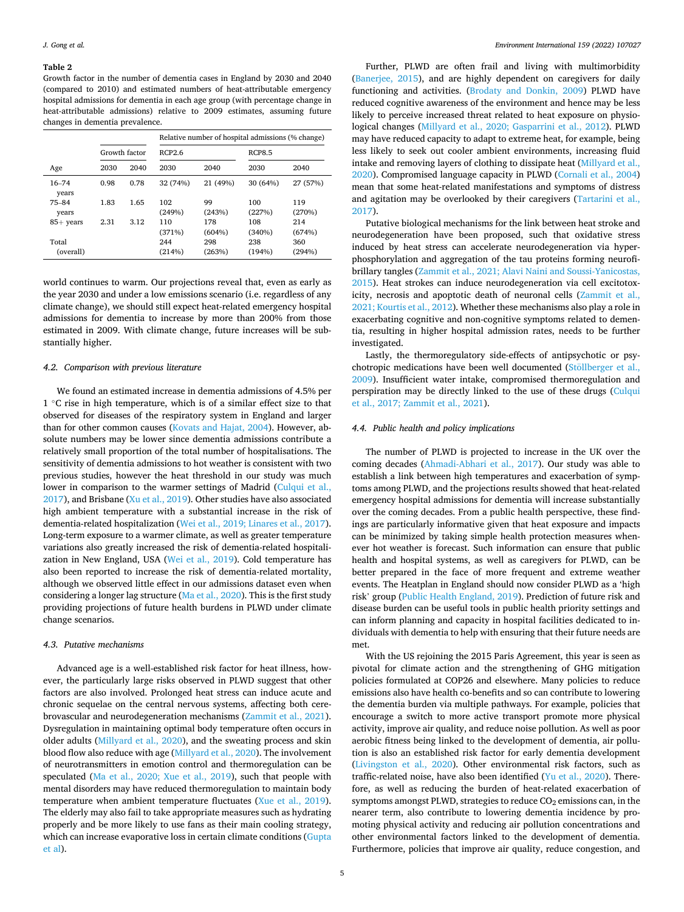**Table 2**
Growth factor in the number of dementia cases in England by 2030 and 2040 (compared to 2010) and estimated numbers of heat-attributable emergency hospital admissions for dementia in each age group (with percentage change in heat-attributable admissions) relative to 2009 estimates, assuming future changes in dementia prevalence.

| | | | Relative number of hospital admissions (% change) | | | |
|---|---|---|---|---|---|---|
| | Growth factor | | RCP2.6 | | RCP8.5 | |
| Age | 2030 | 2040 | 2030 | 2040 | 2030 | 2040 |
| 16–74 years | 0.98 | 0.78 | 32 (74%) | 21 (49%) | 30 (64%) | 27 (57%) |
| 75–84 years | 1.83 | 1.65 | 102 (249%) | 99 (243%) | 100 (227%) | 119 (270%) |
| 85+ years | 2.31 | 3.12 | 110 (371%) | 178 (604%) | 108 (340%) | 214 (674%) |
| Total (overall) | | | 244 (214%) | 298 (263%) | 238 (194%) | 360 (294%) |

world continues to warm. Our projections reveal that, even as early as the year 2030 and under a low emissions scenario (i.e. regardless of any climate change), we should still expect heat-related emergency hospital admissions for dementia to increase by more than 200% from those estimated in 2009. With climate change, future increases will be substantially higher.

### 4.2. Comparison with previous literature

We found an estimated increase in dementia admissions of 4.5% per 1 °C rise in high temperature, which is of a similar effect size to that observed for diseases of the respiratory system in England and larger than for other common causes (Kovats and Hajat, 2004). However, absolute numbers may be lower since dementia admissions contribute a relatively small proportion of the total number of hospitalisations. The sensitivity of dementia admissions to hot weather is consistent with two previous studies, however the heat threshold in our study was much lower in comparison to the warmer settings of Madrid (Culqui et al., 2017), and Brisbane (Xu et al., 2019). Other studies have also associated high ambient temperature with a substantial increase in the risk of dementia-related hospitalization (Wei et al., 2019; Linares et al., 2017). Long-term exposure to a warmer climate, as well as greater temperature variations also greatly increased the risk of dementia-related hospitalization in New England, USA (Wei et al., 2019). Cold temperature has also been reported to increase the risk of dementia-related mortality, although we observed little effect in our admissions dataset even when considering a longer lag structure (Ma et al., 2020). This is the first study providing projections of future health burdens in PLWD under climate change scenarios.

### 4.3. Putative mechanisms

Advanced age is a well-established risk factor for heat illness, however, the particularly large risks observed in PLWD suggest that other factors are also involved. Prolonged heat stress can induce acute and chronic sequelae on the central nervous systems, affecting both cerebrovascular and neurodegeneration mechanisms (Zammit et al., 2021). Dysregulation in maintaining optimal body temperature often occurs in older adults (Millyard et al., 2020), and the sweating process and skin blood flow also reduce with age (Millyard et al., 2020). The involvement of neurotransmitters in emotion control and thermoregulation can be speculated (Ma et al., 2020; Xue et al., 2019), such that people with mental disorders may have reduced thermoregulation to maintain body temperature when ambient temperature fluctuates (Xue et al., 2019). The elderly may also fail to take appropriate measures such as hydrating properly and be more likely to use fans as their main cooling strategy, which can increase evaporative loss in certain climate conditions (Gupta et al).

Further, PLWD are often frail and living with multimorbidity (Banerjee, 2015), and are highly dependent on caregivers for daily functioning and activities. (Brodaty and Donkin, 2009) PLWD have reduced cognitive awareness of the environment and hence may be less likely to perceive increased threat related to heat exposure on physiological changes (Millyard et al., 2020; Gasparrini et al., 2012). PLWD may have reduced capacity to adapt to extreme heat, for example, being less likely to seek out cooler ambient environments, increasing fluid intake and removing layers of clothing to dissipate heat (Millyard et al., 2020). Compromised language capacity in PLWD (Cornali et al., 2004) mean that some heat-related manifestations and symptoms of distress and agitation may be overlooked by their caregivers (Tartarini et al., 2017).

Putative biological mechanisms for the link between heat stroke and neurodegeneration have been proposed, such that oxidative stress induced by heat stress can accelerate neurodegeneration via hyperphosphorylation and aggregation of the tau proteins forming neurofibrillary tangles (Zammit et al., 2021; Alavi Naini and Soussi-Yanicostas, 2015). Heat strokes can induce neurodegeneration via cell excitotoxicity, necrosis and apoptotic death of neuronal cells (Zammit et al., 2021; Kourtis et al., 2012). Whether these mechanisms also play a role in exacerbating cognitive and non-cognitive symptoms related to dementia, resulting in higher hospital admission rates, needs to be further investigated.

Lastly, the thermoregulatory side-effects of antipsychotic or psychotropic medications have been well documented (Stöllberger et al., 2009). Insufficient water intake, compromised thermoregulation and perspiration may be directly linked to the use of these drugs (Culqui et al., 2017; Zammit et al., 2021).

### 4.4. Public health and policy implications

The number of PLWD is projected to increase in the UK over the coming decades (Ahmadi-Abhari et al., 2017). Our study was able to establish a link between high temperatures and exacerbation of symptoms among PLWD, and the projections results showed that heat-related emergency hospital admissions for dementia will increase substantially over the coming decades. From a public health perspective, these findings are particularly informative given that heat exposure and impacts can be minimized by taking simple health protection measures whenever hot weather is forecast. Such information can ensure that public health and hospital systems, as well as caregivers for PLWD, can be better prepared in the face of more frequent and extreme weather events. The Heatplan in England should now consider PLWD as a 'high risk' group (Public Health England, 2019). Prediction of future risk and disease burden can be useful tools in public health priority settings and can inform planning and capacity in hospital facilities dedicated to individuals with dementia to help with ensuring that their future needs are met.

With the US rejoining the 2015 Paris Agreement, this year is seen as pivotal for climate action and the strengthening of GHG mitigation policies formulated at COP26 and elsewhere. Many policies to reduce emissions also have health co-benefits and so can contribute to lowering the dementia burden via multiple pathways. For example, policies that encourage a switch to more active transport promote more physical activity, improve air quality, and reduce noise pollution. As well as poor aerobic fitness being linked to the development of dementia, air pollution is also an established risk factor for early dementia development (Livingston et al., 2020). Other environmental risk factors, such as traffic-related noise, have also been identified (Yu et al., 2020). Therefore, as well as reducing the burden of heat-related exacerbation of symptoms amongst PLWD, strategies to reduce $CO_2$ emissions can, in the nearer term, also contribute to lowering dementia incidence by promoting physical activity and reducing air pollution concentrations and other environmental factors linked to the development of dementia. Furthermore, policies that improve air quality, reduce congestion, and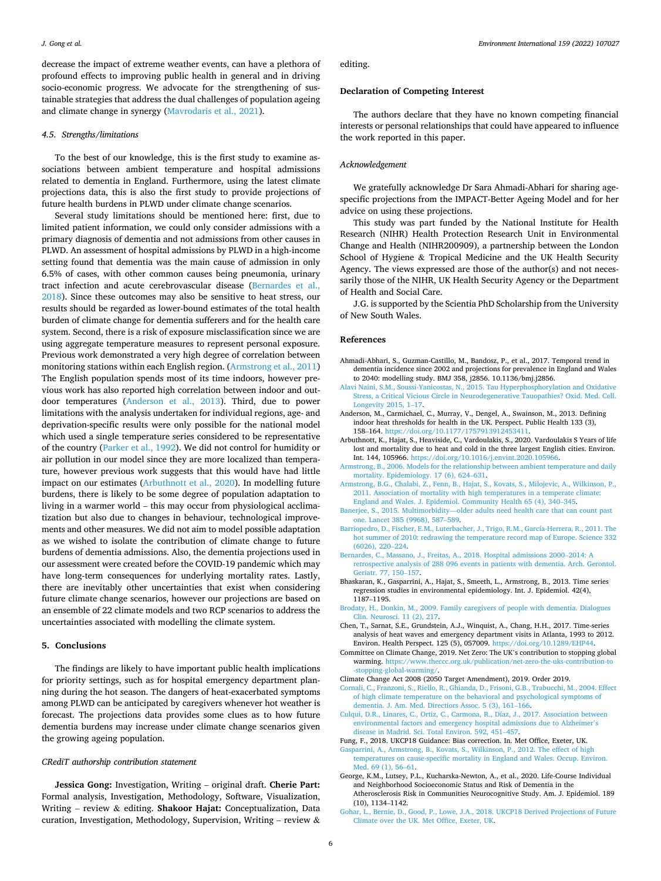decrease the impact of extreme weather events, can have a plethora of profound effects to improving public health in general and in driving socio-economic progress. We advocate for the strengthening of sustainable strategies that address the dual challenges of population ageing and climate change in synergy (Mavrodaris et al., 2021).

### 4.5. Strengths/limitations

To the best of our knowledge, this is the first study to examine associations between ambient temperature and hospital admissions related to dementia in England. Furthermore, using the latest climate projections data, this is also the first study to provide projections of future health burdens in PLWD under climate change scenarios.

Several study limitations should be mentioned here: first, due to limited patient information, we could only consider admissions with a primary diagnosis of dementia and not admissions from other causes in PLWD. An assessment of hospital admissions by PLWD in a high-income setting found that dementia was the main cause of admission in only 6.5% of cases, with other common causes being pneumonia, urinary tract infection and acute cerebrovascular disease (Bernardes et al., 2018). Since these outcomes may also be sensitive to heat stress, our results should be regarded as lower-bound estimates of the total health burden of climate change for dementia sufferers and for the health care system. Second, there is a risk of exposure misclassification since we are using aggregate temperature measures to represent personal exposure. Previous work demonstrated a very high degree of correlation between monitoring stations within each English region. (Armstrong et al., 2011) The English population spends most of its time indoors, however previous work has also reported high correlation between indoor and outdoor temperatures (Anderson et al., 2013). Third, due to power limitations with the analysis undertaken for individual regions, age- and deprivation-specific results were only possible for the national model which used a single temperature series considered to be representative of the country (Parker et al., 1992). We did not control for humidity or air pollution in our model since they are more localized than temperature, however previous work suggests that this would have had little impact on our estimates (Arbuthnott et al., 2020). In modelling future burdens, there is likely to be some degree of population adaptation to living in a warmer world – this may occur from physiological acclimatization but also due to changes in behaviour, technological improvements and other measures. We did not aim to model possible adaptation as we wished to isolate the contribution of climate change to future burdens of dementia admissions. Also, the dementia projections used in our assessment were created before the COVID-19 pandemic which may have long-term consequences for underlying mortality rates. Lastly, there are inevitably other uncertainties that exist when considering future climate change scenarios, however our projections are based on an ensemble of 22 climate models and two RCP scenarios to address the uncertainties associated with modelling the climate system.

## 5. Conclusions

The findings are likely to have important public health implications for priority settings, such as for hospital emergency department planning during the hot season. The dangers of heat-exacerbated symptoms among PLWD can be anticipated by caregivers whenever hot weather is forecast. The projections data provides some clues as to how future dementia burdens may increase under climate change scenarios given the growing ageing population.

### CRediT authorship contribution statement

**Jessica Gong:** Investigation, Writing – original draft. **Cherie Part:** Formal analysis, Investigation, Methodology, Software, Visualization, Writing – review & editing. **Shakoor Hajat:** Conceptualization, Data curation, Investigation, Methodology, Supervision, Writing – review & editing.

## Declaration of Competing Interest

The authors declare that they have no known competing financial interests or personal relationships that could have appeared to influence the work reported in this paper.

### Acknowledgement

We gratefully acknowledge Dr Sara Ahmadi-Abhari for sharing age-specific projections from the IMPACT-Better Ageing Model and for her advice on using these projections.

This study was part funded by the National Institute for Health Research (NIHR) Health Protection Research Unit in Environmental Change and Health (NIHR200909), a partnership between the London School of Hygiene & Tropical Medicine and the UK Health Security Agency. The views expressed are those of the author(s) and not necessarily those of the NIHR, UK Health Security Agency or the Department of Health and Social Care.

J.G. is supported by the Scientia PhD Scholarship from the University of New South Wales.

## References

Ahmadi-Abhari, S., Guzman-Castillo, M., Bandosz, P., et al., 2017. Temporal trend in dementia incidence since 2002 and projections for prevalence in England and Wales to 2040: modelling study. BMJ 358, j2856. 10.1136/bmj.j2856.

Alavi Naini, S.M., Soussi-Yanicostas, N., 2015. Tau Hyperphosphorylation and Oxidative Stress, a Critical Vicious Circle in Neurodegenerative Tauopathies? Oxid. Med. Cell. Longevity 2015, 1–17.

Anderson, M., Carmichael, C., Murray, V., Dengel, A., Swainson, M., 2013. Defining indoor heat thresholds for health in the UK. Perspect. Public Health 133 (3), 158–164. https://doi.org/10.1177/1757913912453411.

Arbuthnott, K., Hajat, S., Heaviside, C., Vardoulakis, S., 2020. Vardoulakis S Years of life lost and mortality due to heat and cold in the three largest English cities. Environ. Int. 144, 105966. https://doi.org/10.1016/j.envint.2020.105966.

Armstrong, B., 2006. Models for the relationship between ambient temperature and daily mortality. Epidemiology. 17 (6), 624–631.

Armstrong, B.G., Chalabi, Z., Fenn, B., Hajat, S., Kovats, S., Milojevic, A., Wilkinson, P., 2011. Association of mortality with high temperatures in a temperate climate: England and Wales. J. Epidemiol. Community Health 65 (4), 340–345.

Banerjee, S., 2015. Multimorbidity—older adults need health care that can count past one. Lancet 385 (9968), 587–589.

Barriopedro, D., Fischer, E.M., Luterbacher, J., Trigo, R.M., García-Herrera, R., 2011. The hot summer of 2010: redrawing the temperature record map of Europe. Science 332 (6026), 220–224.

Bernardes, C., Massano, J., Freitas, A., 2018. Hospital admissions 2000–2014: A retrospective analysis of 288 096 events in patients with dementia. Arch. Gerontol. Geriatr. 77, 150–157.

Bhaskaran, K., Gasparrini, A., Hajat, S., Smeeth, L., Armstrong, B., 2013. Time series regression studies in environmental epidemiology. Int. J. Epidemiol. 42(4), 1187–1195.

Brodaty, H., Donkin, M., 2009. Family caregivers of people with dementia. Dialogues Clin. Neurosci. 11 (2), 217.

Chen, T., Sarnat, S.E., Grundstein, A.J., Winquist, A., Chang, H.H., 2017. Time-series analysis of heat waves and emergency department visits in Atlanta, 1993 to 2012. Environ. Health Perspect. 125 (5), 057009. https://doi.org/10.1289/EHP44.

Committee on Climate Change, 2019. Net Zero: The UK's contribution to stopping global warming. https://www.theccc.org.uk/publication/net-zero-the-uks-contribution-to-stopping-global-warming/.

Climate Change Act 2008 (2050 Target Amendment), 2019. Order 2019.

Cornali, C., Franzoni, S., Riello, R., Ghianda, D., Frisoni, G.B., Trabucchi, M., 2004. Effect of high climate temperature on the behavioral and psychological symptoms of dementia. J. Am. Med. Directors Assoc. 5 (3), 161–166.

Culqui, D.R., Linares, C., Ortiz, C., Carmona, R., Díaz, J., 2017. Association between environmental factors and emergency hospital admissions due to Alzheimer's disease in Madrid. Sci. Total Environ. 592, 451–457.

Fung, F., 2018. UKCP18 Guidance: Bias correction. In. Met Office, Exeter, UK.

Gasparrini, A., Armstrong, B., Kovats, S., Wilkinson, P., 2012. The effect of high temperatures on cause-specific mortality in England and Wales. Occup. Environ. Med. 69 (1), 56–61.

George, K.M., Lutsey, P.L., Kucharska-Newton, A., et al., 2020. Life-Course Individual and Neighborhood Socioeconomic Status and Risk of Dementia in the Atherosclerosis Risk in Communities Neurocognitive Study. Am. J. Epidemiol. 189 (10), 1134–1142.

Gohar, L., Bernie, D., Good, P., Lowe, J.A., 2018. UKCP18 Derived Projections of Future Climate over the UK. Met Office, Exeter, UK.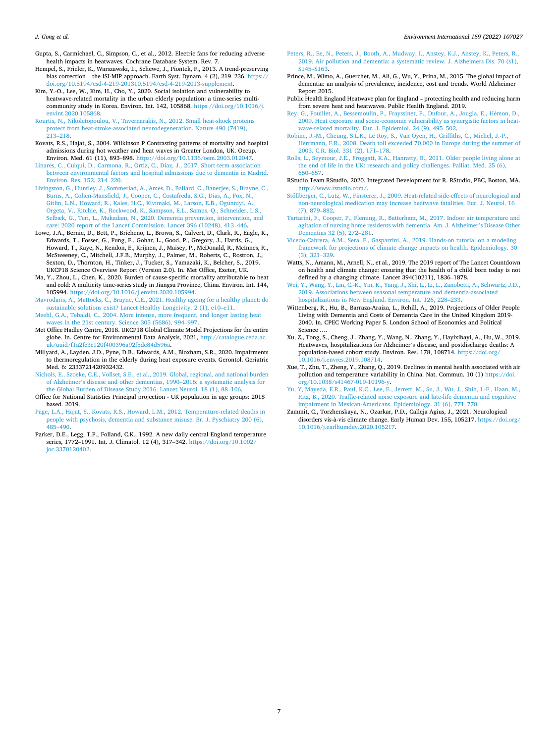Gupta, S., Carmichael, C., Simpson, C., et al., 2012. Electric fans for reducing adverse health impacts in heatwaves. Cochrane Database System. Rev. 7.

Hempel, S., Frieler, K., Warszawski, L., Schewe, J., Piontek, F., 2013. A trend-preserving bias correction – the ISI-MIP approach. Earth Syst. Dynam. 4 (2), 219–236. https://doi.org/10.5194/esd-4-219-201310.5194/esd-4-219-2013-supplement.

Kim, Y.-O., Lee, W., Kim, H., Cho, Y., 2020. Social isolation and vulnerability to heatwave-related mortality in the urban elderly population: a time-series multi-community study in Korea. Environ. Int. 142, 105868. https://doi.org/10.1016/j.envint.2020.105868.

Kourtis, N., Nikoletopoulou, V., Tavernarakis, N., 2012. Small heat-shock proteins protect from heat-stroke-associated neurodegeneration. Nature 490 (7419), 213–218.

Kovats, R.S., Hajat, S., 2004. Wilkinson P Contrasting patterns of mortality and hospital admissions during hot weather and heat waves in Greater London, UK. Occup. Environ. Med. 61 (11), 893–898. https://doi.org/10.1136/oem.2003.012047.

Linares, C., Culqui, D., Carmona, R., Ortiz, C., Díaz, J., 2017. Short-term association between environmental factors and hospital admissions due to dementia in Madrid. Environ. Res. 152, 214–220.

Livingston, G., Huntley, J., Sommerlad, A., Ames, D., Ballard, C., Banerjee, S., Brayne, C., Burns, A., Cohen-Mansfield, J., Cooper, C., Costafreda, S.G., Dias, A., Fox, N., Gitlin, L.N., Howard, R., Kales, H.C., Kivimäki, M., Larson, E.B., Ogunniyi, A., Orgeta, V., Ritchie, K., Rockwood, K., Sampson, E.L., Samus, Q., Schneider, L.S., Selbæk, G., Teri, L., Mukadam, N., 2020. Dementia prevention, intervention, and care: 2020 report of the Lancet Commission. Lancet 396 (10248), 413–446.

Lowe, J.A., Bernie, D., Bett, P., Bricheno, L., Brown, S., Calvert, D., Clark, R., Eagle, K., Edwards, T., Fosser, G., Fung, F., Gohar, L., Good, P., Gregory, J., Harris, G., Howard, T., Kaye, N., Kendon, E., Krijnen, J., Maisey, P., McDonald, R., McInnes, R., McSweeney, C., Mitchell, J.F.B., Murphy, J., Palmer, M., Roberts, C., Rostron, J., Sexton, D., Thornton, H., Tinker, J., Tucker, S., Yamazaki, K., Belcher, S., 2019. UKCP18 Science Overview Report (Version 2.0). In. Met Office, Exeter, UK.

Ma, Y., Zhou, L., Chen, K., 2020. Burden of cause-specific mortality attributable to heat and cold: A multicity time-series study in Jiangsu Province, China. Environ. Int. 144, 105994. https://doi.org/10.1016/j.envint.2020.105994.

Mavrodaris, A., Mattocks, C., Brayne, C.E., 2021. Healthy ageing for a healthy planet: do sustainable solutions exist? Lancet Healthy Longevity. 2 (1), e10–e11.

Meehl, G.A., Tebaldi, C., 2004. More intense, more frequent, and longer lasting heat waves in the 21st century. Science 305 (5686), 994–997.

Met Office Hadley Centre, 2018. UKCP18 Global Climate Model Projections for the entire globe. In. Centre for Environmental Data Analysis, 2021, http://catalogue.ceda.ac.uk/uuid/f1a2fc3c120f400396a92f5de84d596a.

Millyard, A., Layden, J.D., Pyne, D.B., Edwards, A.M., Bloxham, S.R., 2020. Impairments to thermoregulation in the elderly during heat exposure events. Gerontol. Geriatric Med. 6: 2333721420932432.

Nichols, E., Szoeke, C.E., Vollset, S.E., et al., 2019. Global, regional, and national burden of Alzheimer's disease and other dementias, 1990–2016: a systematic analysis for the Global Burden of Disease Study 2016. Lancet Neurol. 18 (1), 88–106.

Office for National Statistics Principal projection - UK population in age groups: 2018 based. 2019.

Page, L.A., Hajat, S., Kovats, R.S., Howard, L.M., 2012. Temperature-related deaths in people with psychosis, dementia and substance misuse. Br. J. Psychiatry 200 (6), 485–490.

Parker, D.E., Legg, T.P., Folland, C.K., 1992. A new daily central England temperature series, 1772–1991. Int. J. Climatol. 12 (4), 317–342. https://doi.org/10.1002/joc.3370120402.

Peters, R., Ee, N., Peters, J., Booth, A., Mudway, I., Anstey, K.J., Anstey, K., Peters, R., 2019. Air pollution and dementia: a systematic review. J. Alzheimers Dis. 70 (s1), S145–S163.

Prince, M., Wimo, A., Guerchet, M., Ali, G., Wu, Y., Prina, M., 2015. The global impact of dementia: an analysis of prevalence, incidence, cost and trends. World Alzheimer Report 2015.

Public Health England Heatwave plan for England – protecting health and reducing harm from severe heat and heatwaves. Public Health England. 2019.

Rey, G., Fouillet, A., Bessemoulin, P., Frayssinet, P., Dufour, A., Jougla, E., Hémon, D., 2009. Heat exposure and socio-economic vulnerability as synergistic factors in heat-wave-related mortality. Eur. J. Epidemiol. 24 (9), 495–502.

Robine, J.-M., Cheung, S.L.K., Le Roy, S., Van Oyen, H., Griffiths, C., Michel, J.-P., Herrmann, F.R., 2008. Death toll exceeded 70,000 in Europe during the summer of 2003. C.R. Biol. 331 (2), 171–178.

Rolls, L., Seymour, J.E., Froggatt, K.A., Hanratty, B., 2011. Older people living alone at the end of life in the UK: research and policy challenges. Palliat. Med. 25 (6), 650–657.

RStudio Team RStudio, 2020. Integrated Development for R. RStudio, PBC, Boston, MA. http://www.rstudio.com/.

Stöllberger, C., Lutz, W., Finsterer, J., 2009. Heat-related side-effects of neurological and non-neurological medication may increase heatwave fatalities. Eur. J. Neurol. 16 (7), 879–882.

Tartarini, F., Cooper, P., Fleming, R., Batterham, M., 2017. Indoor air temperature and agitation of nursing home residents with dementia. Am. J. Alzheimer's Disease Other Dementias 32 (5), 272–281.

Vicedo-Cabrera, A.M., Sera, F., Gasparrini, A., 2019. Hands-on tutorial on a modeling framework for projections of climate change impacts on health. Epidemiology. 30 (3), 321–329.

Watts, N., Amann, M., Arnell, N., et al., 2019. The 2019 report of The Lancet Countdown on health and climate change: ensuring that the health of a child born today is not defined by a changing climate. Lancet 394(10211), 1836–1878.

Wei, Y., Wang, Y., Lin, C.-K., Yin, K., Yang, J., Shi, L., Li, L., Zanobetti, A., Schwartz, J.D., 2019. Associations between seasonal temperature and dementia-associated hospitalizations in New England. Environ. Int. 126, 228–233.

Wittenberg, R., Hu, B., Barraza-Araiza, L., Rehill, A., 2019. Projections of Older People Living with Dementia and Costs of Dementia Care in the United Kingdom 2019-2040. In. CPEC Working Paper 5. London School of Economics and Political Science ….

Xu, Z., Tong, S., Cheng, J., Zhang, Y., Wang, N., Zhang, Y., Hayixibayi, A., Hu, W., 2019. Heatwaves, hospitalizations for Alzheimer's disease, and postdischarge deaths: A population-based cohort study. Environ. Res. 178, 108714. https://doi.org/10.1016/j.envres.2019.108714.

Xue, T., Zhu, T., Zheng, Y., Zhang, Q., 2019. Declines in mental health associated with air pollution and temperature variability in China. Nat. Commun. 10 (1) https://doi.org/10.1038/s41467-019-10196-y.

Yu, Y, Mayeda, E.R., Paul, K.C., Lee, E., Jerrett, M., Su, J., Wu, J., Shih, I.-F., Haan, M., Ritz, B., 2020. Traffic-related noise exposure and late-life dementia and cognitive impairment in Mexican-Americans. Epidemiology. 31 (6), 771–778.

Zammit, C., Torzhenskaya, N., Ozarkar, P.D., Calleja Agius, J., 2021. Neurological disorders vis-à-vis climate change. Early Human Dev. 155, 105217. https://doi.org/10.1016/j.earlhumdev.2020.105217.